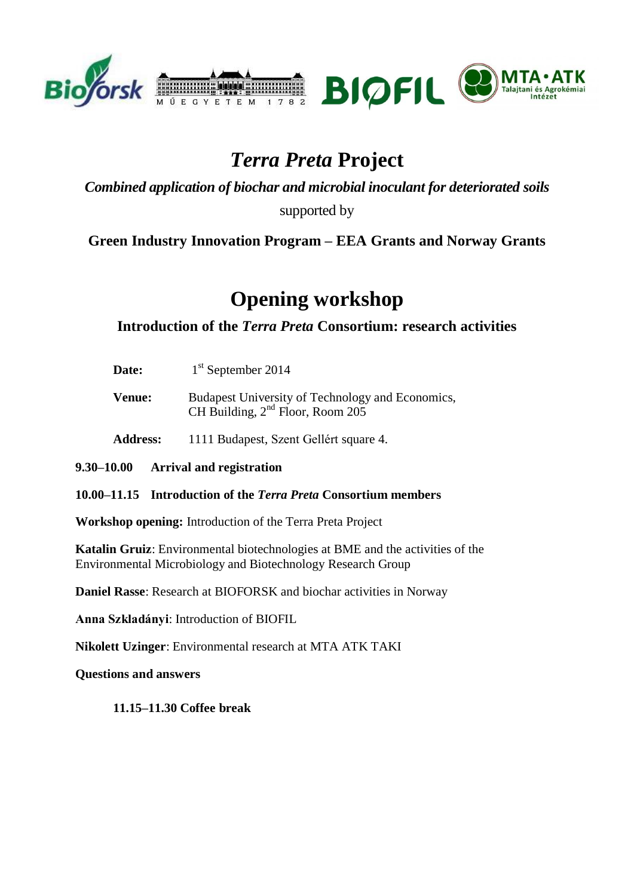# *Terra Preta* Project

*Combined application of biochar and microbial inoculant for deteriorated soils*

supported by

**Green Industry Innovation Program – EEA Grants and Norway Grants**

## Opening workshop

### Introduction of the *Terra Preta* Consortium: research activities

**Date:** 1st September 2014

**Venue:** Budapest University of Technology and Economics, CH Building, 2nd Floor, Room 205

**Address:** 1111 Budapest, Szent Gellért square 4.

**9.30–10.00 Arrival and registration**

**10.00–11.15 Introduction of the *Terra Preta* Consortium members**

**Workshop opening:** Introduction of the Terra Preta Project

**Katalin Gruiz**: Environmental biotechnologies at BME and the activities of the Environmental Microbiology and Biotechnology Research Group

**Daniel Rasse**: Research at BIOFORSK and biochar activities in Norway

**Anna Szkladányi**: Introduction of BIOFIL

**Nikolett Uzinger**: Environmental research at MTA ATK TAKI

**Questions and answers**

**11.15–11.30 Coffee break**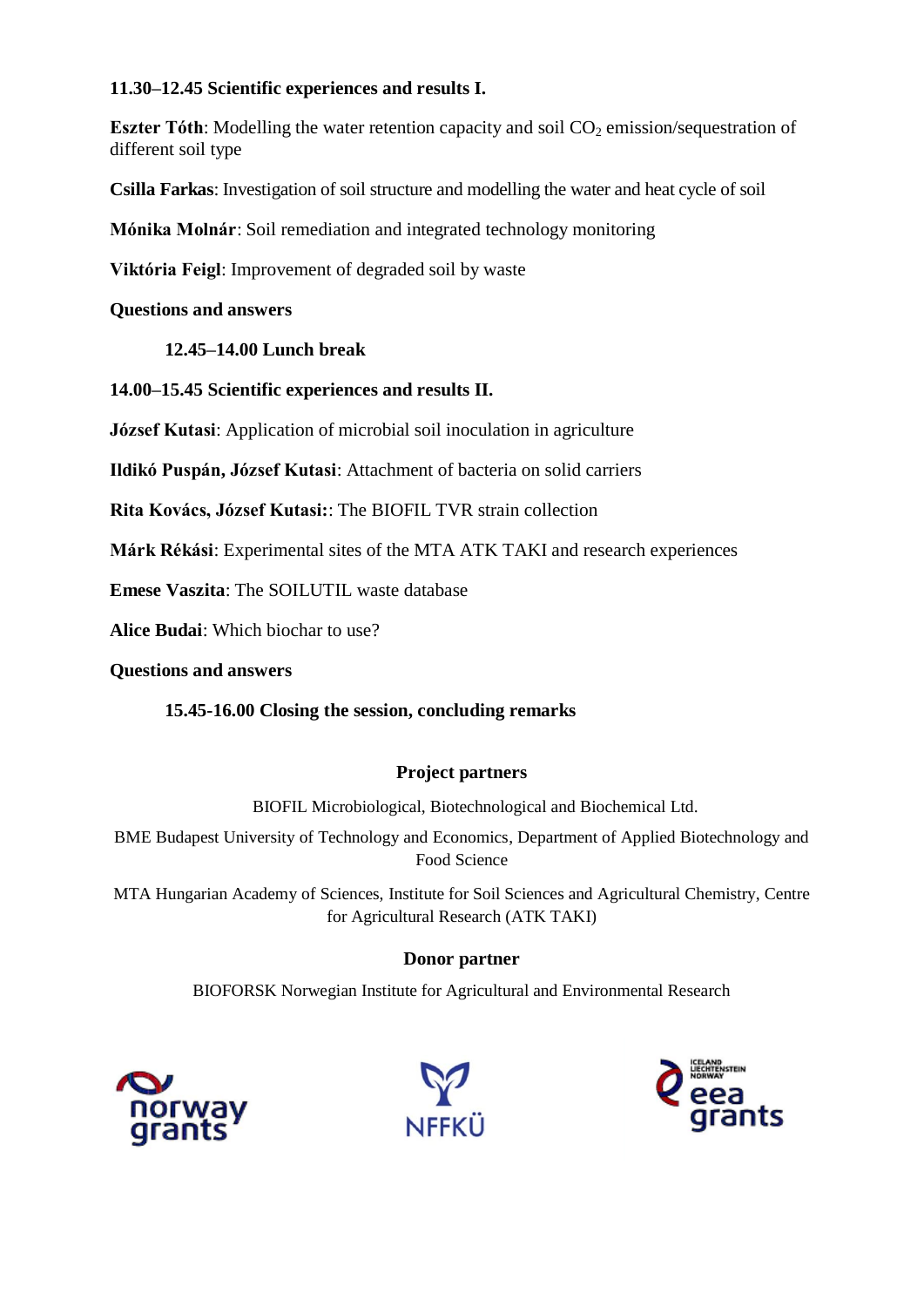**11.30–12.45 Scientific experiences and results I.**

**Eszter Tóth**: Modelling the water retention capacity and soil $CO_2$ emission/sequestration of different soil type

**Csilla Farkas**: Investigation of soil structure and modelling the water and heat cycle of soil

**Mónika Molnár**: Soil remediation and integrated technology monitoring

**Viktória Feigl**: Improvement of degraded soil by waste

**Questions and answers**

**12.45–14.00 Lunch break**

**14.00–15.45 Scientific experiences and results II.**

**József Kutasi**: Application of microbial soil inoculation in agriculture

**Ildikó Puspán, József Kutasi**: Attachment of bacteria on solid carriers

**Rita Kovács, József Kutasi:**: The BIOFIL TVR strain collection

**Márk Rékási**: Experimental sites of the MTA ATK TAKI and research experiences

**Emese Vaszita**: The SOILUTIL waste database

**Alice Budai**: Which biochar to use?

**Questions and answers**

**15.45-16.00 Closing the session, concluding remarks**

**Project partners**

BIOFIL Microbiological, Biotechnological and Biochemical Ltd.

BME Budapest University of Technology and Economics, Department of Applied Biotechnology and Food Science

MTA Hungarian Academy of Sciences, Institute for Soil Sciences and Agricultural Chemistry, Centre for Agricultural Research (ATK TAKI)

**Donor partner**

BIOFORSK Norwegian Institute for Agricultural and Environmental Research

norway grants

NFFKÜ

ICELAND LIECHTENSTEIN NORWAY eea grants